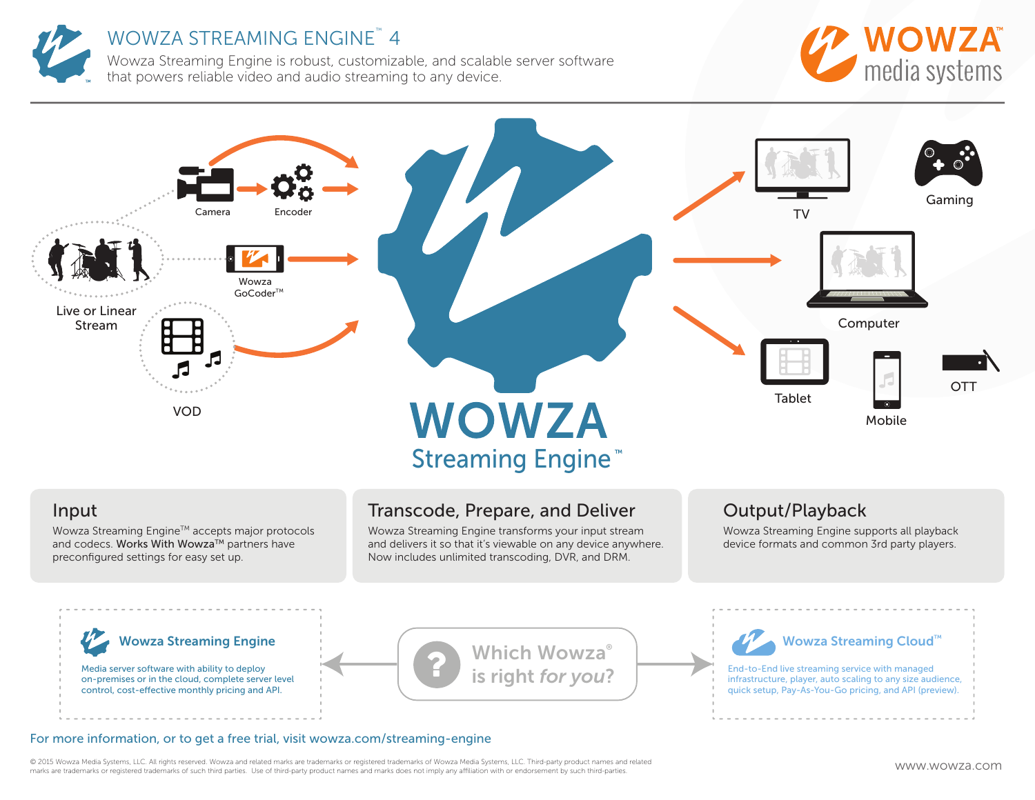# WOWZA STREAMING ENGINE™ 4

Wowza Streaming Engine is robust, customizable, and scalable server software that powers reliable video and audio streaming to any device.

WOWZA media systems

Camera

Encoder

Live or Linear Stream

Wowza GoCoder™

VOD

WOWZA Streaming Engine™

TV

Gaming

Computer

Tablet

Mobile

OTT

## Input

Wowza Streaming Engine™ accepts major protocols and codecs. **Works With Wowza**™ partners have preconfigured settings for easy set up.

## Transcode, Prepare, and Deliver

Wowza Streaming Engine transforms your input stream and delivers it so that it's viewable on any device anywhere. Now includes unlimited transcoding, DVR, and DRM.

## Output/Playback

Wowza Streaming Engine supports all playback device formats and common 3rd party players.

### Wowza Streaming Engine

Media server software with ability to deploy on-premises or in the cloud, complete server level control, cost-effective monthly pricing and API.

Which Wowza® is right *for you*?

### Wowza Streaming Cloud™

End-to-End live streaming service with managed infrastructure, player, auto scaling to any size audience, quick setup, Pay-As-You-Go pricing, and API (preview).

For more information, or to get a free trial, visit wowza.com/streaming-engine

© 2015 Wowza Media Systems, LLC. All rights reserved. Wowza and related marks are trademarks or registered trademarks of Wowza Media Systems, LLC. Third-party product names and related marks are trademarks or registered trademarks of such third parties. Use of third-party product names and marks does not imply any affiliation with or endorsement by such third-parties.

www.wowza.com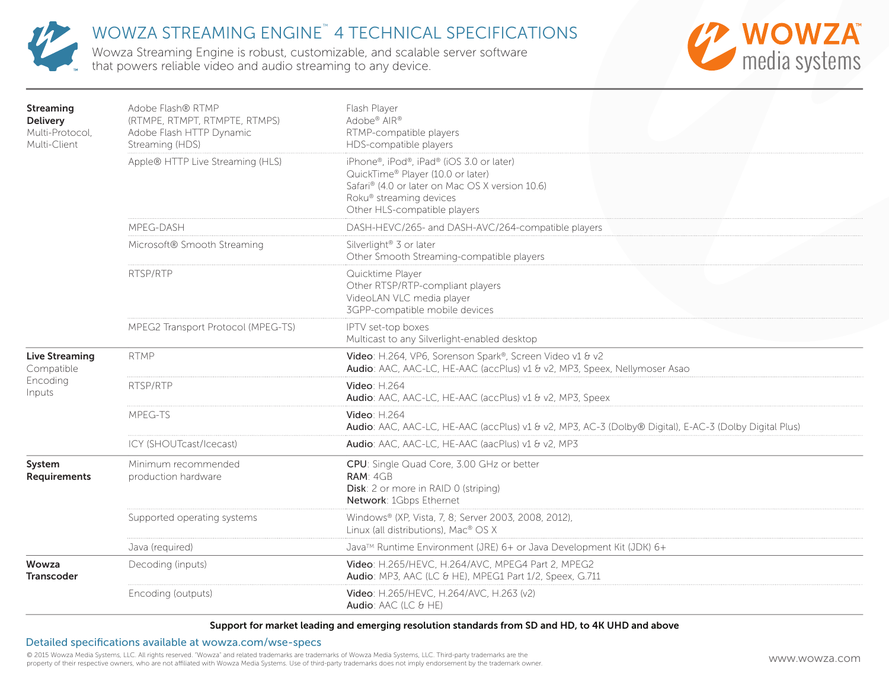# WOWZA STREAMING ENGINE™ 4 TECHNICAL SPECIFICATIONS

Wowza Streaming Engine is robust, customizable, and scalable server software that powers reliable video and audio streaming to any device.

WOWZA™ media systems

| | | |
|---|---|---|
| **Streaming Delivery** Multi-Protocol, Multi-Client | Adobe Flash® RTMP (RTMPE, RTMPT, RTMPTE, RTMPS) Adobe Flash HTTP Dynamic Streaming (HDS) | Flash Player<br>Adobe® AIR®<br>RTMP-compatible players<br>HDS-compatible players |
| | Apple® HTTP Live Streaming (HLS) | iPhone®, iPod®, iPad® (iOS 3.0 or later)<br>QuickTime® Player (10.0 or later)<br>Safari® (4.0 or later on Mac OS X version 10.6)<br>Roku® streaming devices<br>Other HLS-compatible players |
| | MPEG-DASH | DASH-HEVC/265- and DASH-AVC/264-compatible players |
| | Microsoft® Smooth Streaming | Silverlight® 3 or later<br>Other Smooth Streaming-compatible players |
| | RTSP/RTP | Quicktime Player<br>Other RTSP/RTP-compliant players<br>VideoLAN VLC media player<br>3GPP-compatible mobile devices |
| | MPEG2 Transport Protocol (MPEG-TS) | IPTV set-top boxes<br>Multicast to any Silverlight-enabled desktop |
| **Live Streaming** Compatible Encoding Inputs | RTMP | **Video**: H.264, VP6, Sorenson Spark®, Screen Video v1 & v2<br>**Audio**: AAC, AAC-LC, HE-AAC (accPlus) v1 & v2, MP3, Speex, Nellymoser Asao |
| | RTSP/RTP | **Video**: H.264<br>**Audio**: AAC, AAC-LC, HE-AAC (accPlus) v1 & v2, MP3, Speex |
| | MPEG-TS | **Video**: H.264<br>**Audio**: AAC, AAC-LC, HE-AAC (accPlus) v1 & v2, MP3, AC-3 (Dolby® Digital), E-AC-3 (Dolby Digital Plus) |
| | ICY (SHOUTcast/Icecast) | **Audio**: AAC, AAC-LC, HE-AAC (aacPlus) v1 & v2, MP3 |
| **System Requirements** | Minimum recommended production hardware | **CPU**: Single Quad Core, 3.00 GHz or better<br>**RAM**: 4GB<br>**Disk**: 2 or more in RAID 0 (striping)<br>**Network**: 1Gbps Ethernet |
| | Supported operating systems | Windows® (XP, Vista, 7, 8; Server 2003, 2008, 2012),<br>Linux (all distributions), Mac® OS X |
| | Java (required) | Java™ Runtime Environment (JRE) 6+ or Java Development Kit (JDK) 6+ |
| **Wowza Transcoder** | Decoding (inputs) | **Video**: H.265/HEVC, H.264/AVC, MPEG4 Part 2, MPEG2<br>**Audio**: MP3, AAC (LC & HE), MPEG1 Part 1/2, Speex, G.711 |
| | Encoding (outputs) | **Video**: H.265/HEVC, H.264/AVC, H.263 (v2)<br>**Audio**: AAC (LC & HE) |

**Support for market leading and emerging resolution standards from SD and HD, to 4K UHD and above**

Detailed specifications available at wowza.com/wse-specs

© 2015 Wowza Media Systems, LLC. All rights reserved. "Wowza" and related trademarks are trademarks of Wowza Media Systems, LLC. Third-party trademarks are the property of their respective owners, who are not affiliated with Wowza Media Systems. Use of third-party trademarks does not imply endorsement by the trademark owner.

www.wowza.com